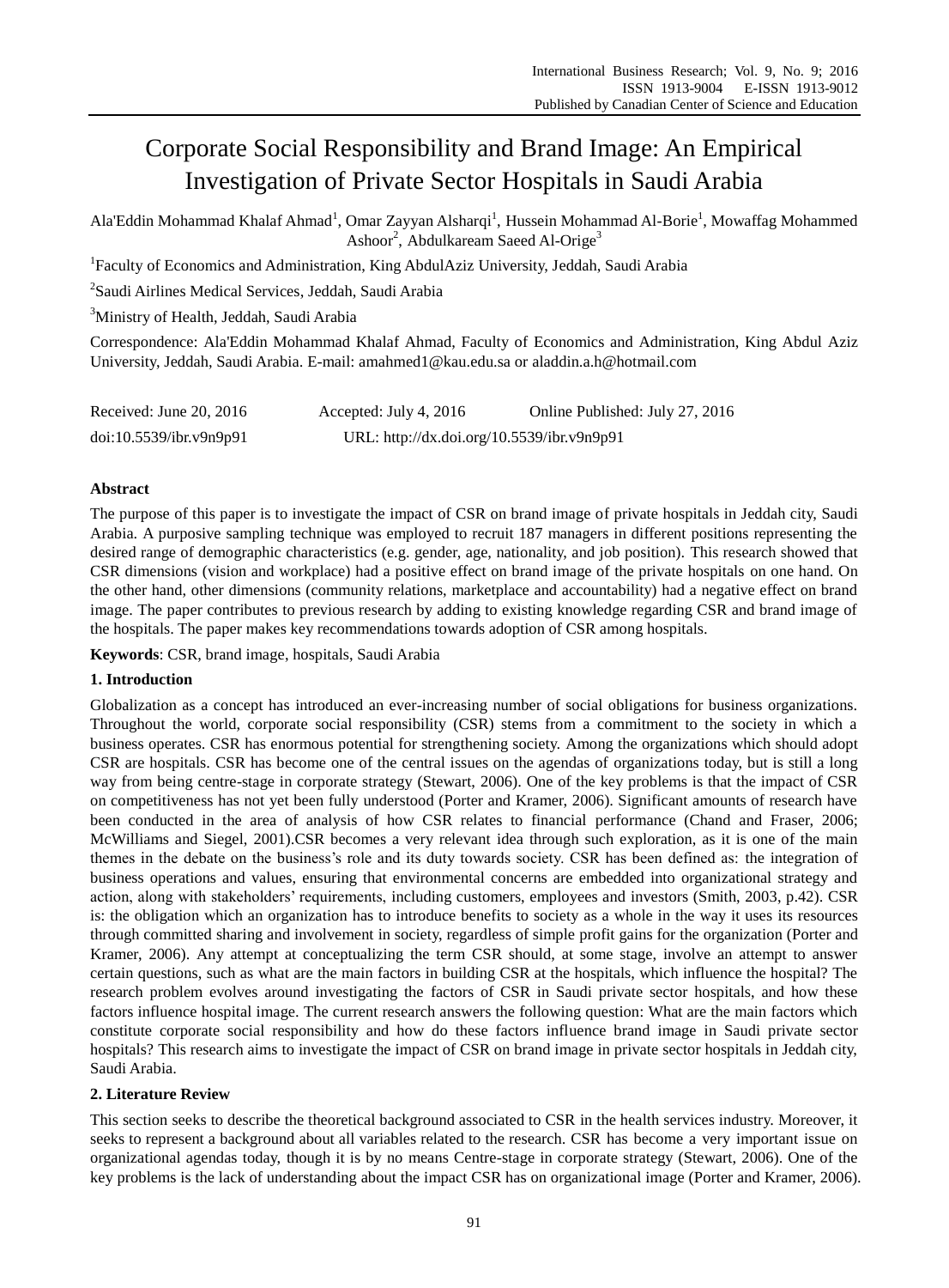# Corporate Social Responsibility and Brand Image: An Empirical Investigation of Private Sector Hospitals in Saudi Arabia

Ala'Eddin Mohammad Khalaf Ahmad[1], Omar Zayyan Alsharqi[1], Hussein Mohammad Al-Borie[1], Mowaffag Mohammed Ashoor[2], Abdulkaream Saeed Al-Orige[3]

[1]Faculty of Economics and Administration, King AbdulAziz University, Jeddah, Saudi Arabia

[2]Saudi Airlines Medical Services, Jeddah, Saudi Arabia

[3]Ministry of Health, Jeddah, Saudi Arabia

Correspondence: Ala'Eddin Mohammad Khalaf Ahmad, Faculty of Economics and Administration, King Abdul Aziz University, Jeddah, Saudi Arabia. E-mail: amahmed1@kau.edu.sa or aladdin.a.h@hotmail.com

Received: June 20, 2016 Accepted: July 4, 2016 Online Published: July 27, 2016

doi:10.5539/ibr.v9n9p91 URL: http://dx.doi.org/10.5539/ibr.v9n9p91

**Abstract**

The purpose of this paper is to investigate the impact of CSR on brand image of private hospitals in Jeddah city, Saudi Arabia. A purposive sampling technique was employed to recruit 187 managers in different positions representing the desired range of demographic characteristics (e.g. gender, age, nationality, and job position). This research showed that CSR dimensions (vision and workplace) had a positive effect on brand image of the private hospitals on one hand. On the other hand, other dimensions (community relations, marketplace and accountability) had a negative effect on brand image. The paper contributes to previous research by adding to existing knowledge regarding CSR and brand image of the hospitals. The paper makes key recommendations towards adoption of CSR among hospitals.

**Keywords**: CSR, brand image, hospitals, Saudi Arabia

## 1. Introduction

Globalization as a concept has introduced an ever-increasing number of social obligations for business organizations. Throughout the world, corporate social responsibility (CSR) stems from a commitment to the society in which a business operates. CSR has enormous potential for strengthening society. Among the organizations which should adopt CSR are hospitals. CSR has become one of the central issues on the agendas of organizations today, but is still a long way from being centre-stage in corporate strategy (Stewart, 2006). One of the key problems is that the impact of CSR on competitiveness has not yet been fully understood (Porter and Kramer, 2006). Significant amounts of research have been conducted in the area of analysis of how CSR relates to financial performance (Chand and Fraser, 2006; McWilliams and Siegel, 2001).CSR becomes a very relevant idea through such exploration, as it is one of the main themes in the debate on the business's role and its duty towards society. CSR has been defined as: the integration of business operations and values, ensuring that environmental concerns are embedded into organizational strategy and action, along with stakeholders' requirements, including customers, employees and investors (Smith, 2003, p.42). CSR is: the obligation which an organization has to introduce benefits to society as a whole in the way it uses its resources through committed sharing and involvement in society, regardless of simple profit gains for the organization (Porter and Kramer, 2006). Any attempt at conceptualizing the term CSR should, at some stage, involve an attempt to answer certain questions, such as what are the main factors in building CSR at the hospitals, which influence the hospital? The research problem evolves around investigating the factors of CSR in Saudi private sector hospitals, and how these factors influence hospital image. The current research answers the following question: What are the main factors which constitute corporate social responsibility and how do these factors influence brand image in Saudi private sector hospitals? This research aims to investigate the impact of CSR on brand image in private sector hospitals in Jeddah city, Saudi Arabia.

## 2. Literature Review

This section seeks to describe the theoretical background associated to CSR in the health services industry. Moreover, it seeks to represent a background about all variables related to the research. CSR has become a very important issue on organizational agendas today, though it is by no means Centre-stage in corporate strategy (Stewart, 2006). One of the key problems is the lack of understanding about the impact CSR has on organizational image (Porter and Kramer, 2006).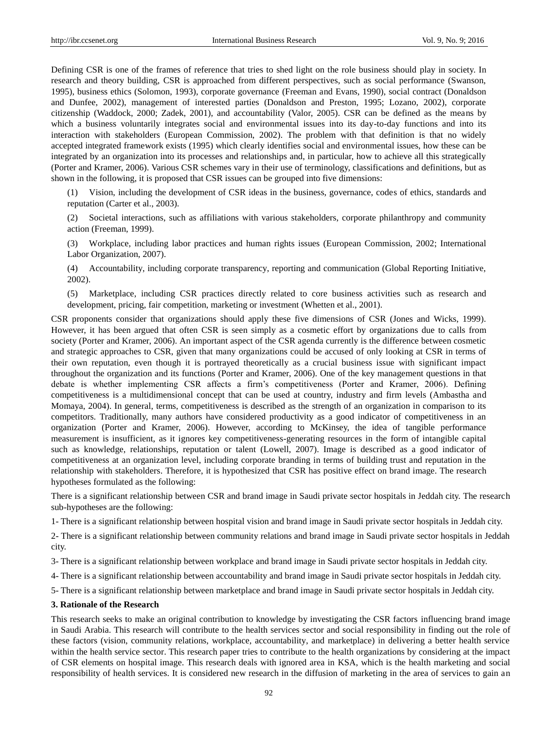Defining CSR is one of the frames of reference that tries to shed light on the role business should play in society. In research and theory building, CSR is approached from different perspectives, such as social performance (Swanson, 1995), business ethics (Solomon, 1993), corporate governance (Freeman and Evans, 1990), social contract (Donaldson and Dunfee, 2002), management of interested parties (Donaldson and Preston, 1995; Lozano, 2002), corporate citizenship (Waddock, 2000; Zadek, 2001), and accountability (Valor, 2005). CSR can be defined as the means by which a business voluntarily integrates social and environmental issues into its day-to-day functions and into its interaction with stakeholders (European Commission, 2002). The problem with that definition is that no widely accepted integrated framework exists (1995) which clearly identifies social and environmental issues, how these can be integrated by an organization into its processes and relationships and, in particular, how to achieve all this strategically (Porter and Kramer, 2006). Various CSR schemes vary in their use of terminology, classifications and definitions, but as shown in the following, it is proposed that CSR issues can be grouped into five dimensions:

(1) Vision, including the development of CSR ideas in the business, governance, codes of ethics, standards and reputation (Carter et al., 2003).

(2) Societal interactions, such as affiliations with various stakeholders, corporate philanthropy and community action (Freeman, 1999).

(3) Workplace, including labor practices and human rights issues (European Commission, 2002; International Labor Organization, 2007).

(4) Accountability, including corporate transparency, reporting and communication (Global Reporting Initiative, 2002).

(5) Marketplace, including CSR practices directly related to core business activities such as research and development, pricing, fair competition, marketing or investment (Whetten et al., 2001).

CSR proponents consider that organizations should apply these five dimensions of CSR (Jones and Wicks, 1999). However, it has been argued that often CSR is seen simply as a cosmetic effort by organizations due to calls from society (Porter and Kramer, 2006). An important aspect of the CSR agenda currently is the difference between cosmetic and strategic approaches to CSR, given that many organizations could be accused of only looking at CSR in terms of their own reputation, even though it is portrayed theoretically as a crucial business issue with significant impact throughout the organization and its functions (Porter and Kramer, 2006). One of the key management questions in that debate is whether implementing CSR affects a firm's competitiveness (Porter and Kramer, 2006). Defining competitiveness is a multidimensional concept that can be used at country, industry and firm levels (Ambastha and Momaya, 2004). In general, terms, competitiveness is described as the strength of an organization in comparison to its competitors. Traditionally, many authors have considered productivity as a good indicator of competitiveness in an organization (Porter and Kramer, 2006). However, according to McKinsey, the idea of tangible performance measurement is insufficient, as it ignores key competitiveness-generating resources in the form of intangible capital such as knowledge, relationships, reputation or talent (Lowell, 2007). Image is described as a good indicator of competitiveness at an organization level, including corporate branding in terms of building trust and reputation in the relationship with stakeholders. Therefore, it is hypothesized that CSR has positive effect on brand image. The research hypotheses formulated as the following:

There is a significant relationship between CSR and brand image in Saudi private sector hospitals in Jeddah city. The research sub-hypotheses are the following:

1- There is a significant relationship between hospital vision and brand image in Saudi private sector hospitals in Jeddah city.

2- There is a significant relationship between community relations and brand image in Saudi private sector hospitals in Jeddah city.

3- There is a significant relationship between workplace and brand image in Saudi private sector hospitals in Jeddah city.

4- There is a significant relationship between accountability and brand image in Saudi private sector hospitals in Jeddah city.

5- There is a significant relationship between marketplace and brand image in Saudi private sector hospitals in Jeddah city.

### 3. Rationale of the Research

This research seeks to make an original contribution to knowledge by investigating the CSR factors influencing brand image in Saudi Arabia. This research will contribute to the health services sector and social responsibility in finding out the role of these factors (vision, community relations, workplace, accountability, and marketplace) in delivering a better health service within the health service sector. This research paper tries to contribute to the health organizations by considering at the impact of CSR elements on hospital image. This research deals with ignored area in KSA, which is the health marketing and social responsibility of health services. It is considered new research in the diffusion of marketing in the area of services to gain an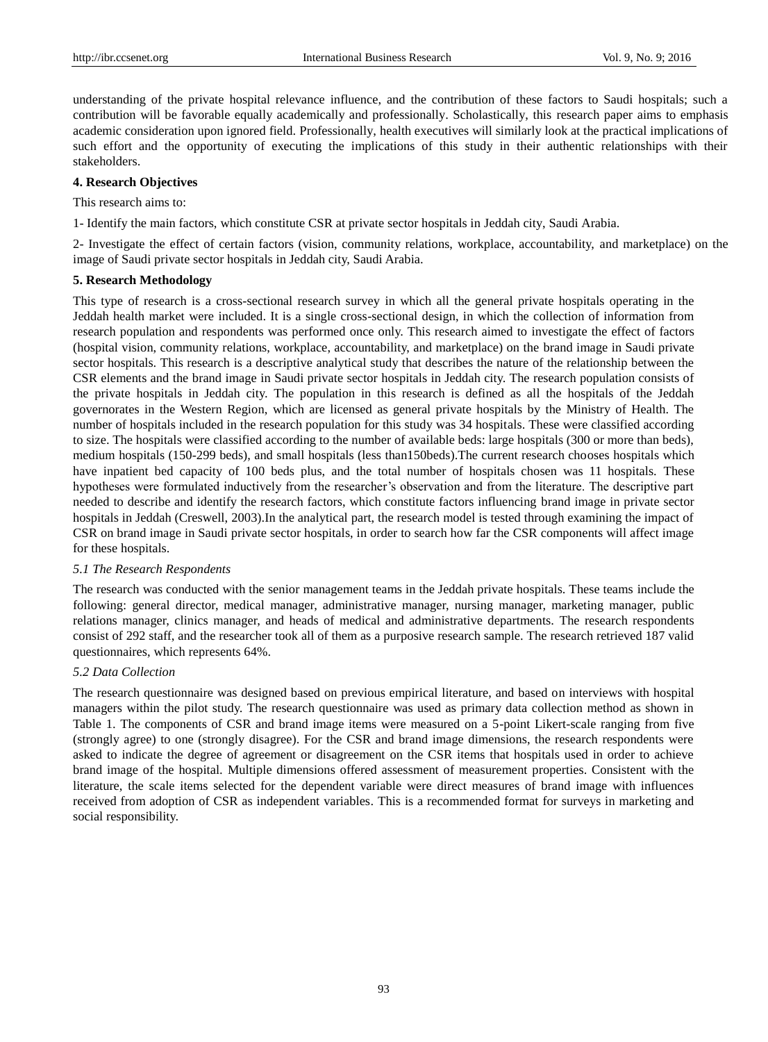understanding of the private hospital relevance influence, and the contribution of these factors to Saudi hospitals; such a contribution will be favorable equally academically and professionally. Scholastically, this research paper aims to emphasis academic consideration upon ignored field. Professionally, health executives will similarly look at the practical implications of such effort and the opportunity of executing the implications of this study in their authentic relationships with their stakeholders.

## 4. Research Objectives

This research aims to:

1- Identify the main factors, which constitute CSR at private sector hospitals in Jeddah city, Saudi Arabia.

2- Investigate the effect of certain factors (vision, community relations, workplace, accountability, and marketplace) on the image of Saudi private sector hospitals in Jeddah city, Saudi Arabia.

## 5. Research Methodology

This type of research is a cross-sectional research survey in which all the general private hospitals operating in the Jeddah health market were included. It is a single cross-sectional design, in which the collection of information from research population and respondents was performed once only. This research aimed to investigate the effect of factors (hospital vision, community relations, workplace, accountability, and marketplace) on the brand image in Saudi private sector hospitals. This research is a descriptive analytical study that describes the nature of the relationship between the CSR elements and the brand image in Saudi private sector hospitals in Jeddah city. The research population consists of the private hospitals in Jeddah city. The population in this research is defined as all the hospitals of the Jeddah governorates in the Western Region, which are licensed as general private hospitals by the Ministry of Health. The number of hospitals included in the research population for this study was 34 hospitals. These were classified according to size. The hospitals were classified according to the number of available beds: large hospitals (300 or more than beds), medium hospitals (150-299 beds), and small hospitals (less than150beds).The current research chooses hospitals which have inpatient bed capacity of 100 beds plus, and the total number of hospitals chosen was 11 hospitals. These hypotheses were formulated inductively from the researcher's observation and from the literature. The descriptive part needed to describe and identify the research factors, which constitute factors influencing brand image in private sector hospitals in Jeddah (Creswell, 2003).In the analytical part, the research model is tested through examining the impact of CSR on brand image in Saudi private sector hospitals, in order to search how far the CSR components will affect image for these hospitals.

### *5.1 The Research Respondents*

The research was conducted with the senior management teams in the Jeddah private hospitals. These teams include the following: general director, medical manager, administrative manager, nursing manager, marketing manager, public relations manager, clinics manager, and heads of medical and administrative departments. The research respondents consist of 292 staff, and the researcher took all of them as a purposive research sample. The research retrieved 187 valid questionnaires, which represents 64%.

### *5.2 Data Collection*

The research questionnaire was designed based on previous empirical literature, and based on interviews with hospital managers within the pilot study. The research questionnaire was used as primary data collection method as shown in Table 1. The components of CSR and brand image items were measured on a 5-point Likert-scale ranging from five (strongly agree) to one (strongly disagree). For the CSR and brand image dimensions, the research respondents were asked to indicate the degree of agreement or disagreement on the CSR items that hospitals used in order to achieve brand image of the hospital. Multiple dimensions offered assessment of measurement properties. Consistent with the literature, the scale items selected for the dependent variable were direct measures of brand image with influences received from adoption of CSR as independent variables. This is a recommended format for surveys in marketing and social responsibility.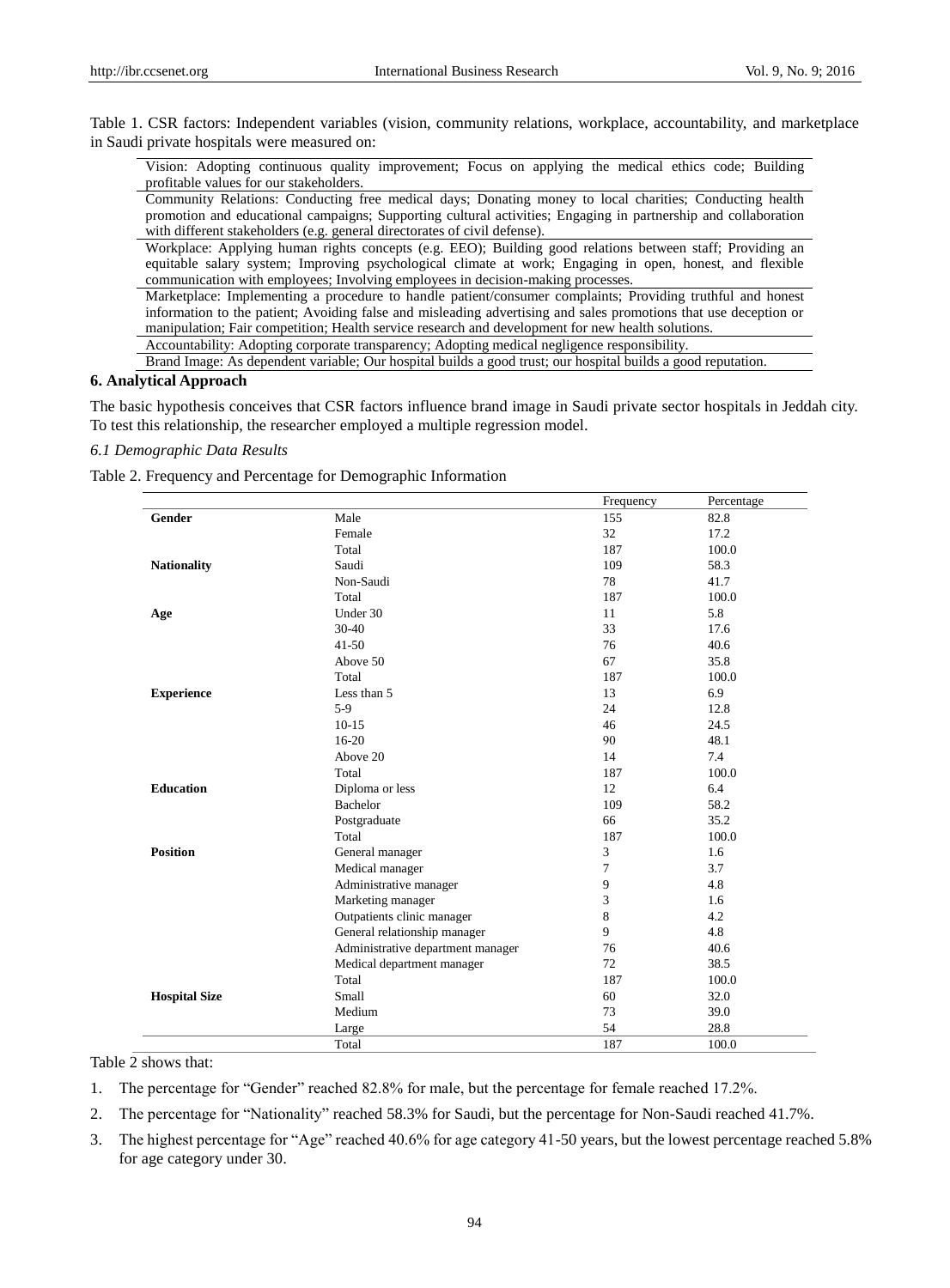Table 1. CSR factors: Independent variables (vision, community relations, workplace, accountability, and marketplace in Saudi private hospitals were measured on:

| |
|---|
| Vision: Adopting continuous quality improvement; Focus on applying the medical ethics code; Building profitable values for our stakeholders. |
| Community Relations: Conducting free medical days; Donating money to local charities; Conducting health promotion and educational campaigns; Supporting cultural activities; Engaging in partnership and collaboration with different stakeholders (e.g. general directorates of civil defense). |
| Workplace: Applying human rights concepts (e.g. EEO); Building good relations between staff; Providing an equitable salary system; Improving psychological climate at work; Engaging in open, honest, and flexible communication with employees; Involving employees in decision-making processes. |
| Marketplace: Implementing a procedure to handle patient/consumer complaints; Providing truthful and honest information to the patient; Avoiding false and misleading advertising and sales promotions that use deception or manipulation; Fair competition; Health service research and development for new health solutions. |
| Accountability: Adopting corporate transparency; Adopting medical negligence responsibility. |
| Brand Image: As dependent variable; Our hospital builds a good trust; our hospital builds a good reputation. |

## 6. Analytical Approach

The basic hypothesis conceives that CSR factors influence brand image in Saudi private sector hospitals in Jeddah city. To test this relationship, the researcher employed a multiple regression model.

### *6.1 Demographic Data Results*

Table 2. Frequency and Percentage for Demographic Information

| | | Frequency | Percentage |
|---|---|---|---|
| **Gender** | Male | 155 | 82.8 |
| | Female | 32 | 17.2 |
| | Total | 187 | 100.0 |
| **Nationality** | Saudi | 109 | 58.3 |
| | Non-Saudi | 78 | 41.7 |
| | Total | 187 | 100.0 |
| **Age** | Under 30 | 11 | 5.8 |
| | 30-40 | 33 | 17.6 |
| | 41-50 | 76 | 40.6 |
| | Above 50 | 67 | 35.8 |
| | Total | 187 | 100.0 |
| **Experience** | Less than 5 | 13 | 6.9 |
| | 5-9 | 24 | 12.8 |
| | 10-15 | 46 | 24.5 |
| | 16-20 | 90 | 48.1 |
| | Above 20 | 14 | 7.4 |
| | Total | 187 | 100.0 |
| **Education** | Diploma or less | 12 | 6.4 |
| | Bachelor | 109 | 58.2 |
| | Postgraduate | 66 | 35.2 |
| | Total | 187 | 100.0 |
| **Position** | General manager | 3 | 1.6 |
| | Medical manager | 7 | 3.7 |
| | Administrative manager | 9 | 4.8 |
| | Marketing manager | 3 | 1.6 |
| | Outpatients clinic manager | 8 | 4.2 |
| | General relationship manager | 9 | 4.8 |
| | Administrative department manager | 76 | 40.6 |
| | Medical department manager | 72 | 38.5 |
| | Total | 187 | 100.0 |
| **Hospital Size** | Small | 60 | 32.0 |
| | Medium | 73 | 39.0 |
| | Large | 54 | 28.8 |
| | Total | 187 | 100.0 |

Table 2 shows that:

1. The percentage for "Gender" reached 82.8% for male, but the percentage for female reached 17.2%.
2. The percentage for "Nationality" reached 58.3% for Saudi, but the percentage for Non-Saudi reached 41.7%.
3. The highest percentage for "Age" reached 40.6% for age category 41-50 years, but the lowest percentage reached 5.8% for age category under 30.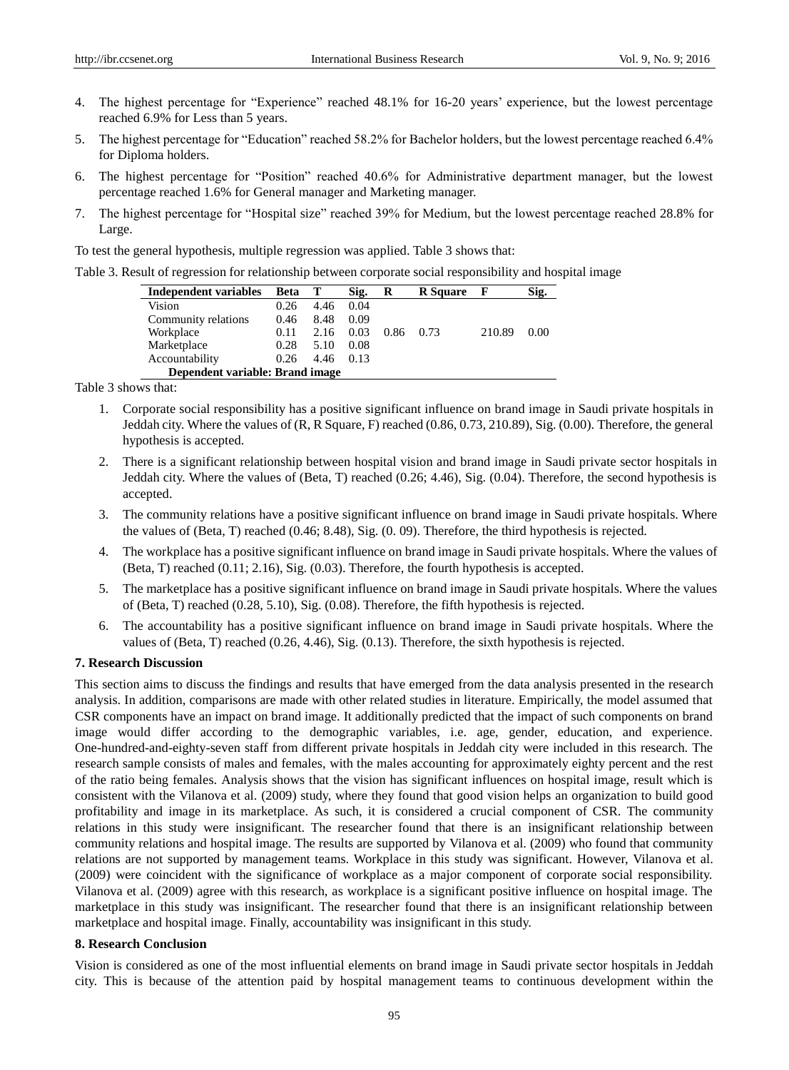4. The highest percentage for "Experience" reached 48.1% for 16-20 years' experience, but the lowest percentage reached 6.9% for Less than 5 years.
5. The highest percentage for "Education" reached 58.2% for Bachelor holders, but the lowest percentage reached 6.4% for Diploma holders.
6. The highest percentage for "Position" reached 40.6% for Administrative department manager, but the lowest percentage reached 1.6% for General manager and Marketing manager.
7. The highest percentage for "Hospital size" reached 39% for Medium, but the lowest percentage reached 28.8% for Large.

To test the general hypothesis, multiple regression was applied. Table 3 shows that:

Table 3. Result of regression for relationship between corporate social responsibility and hospital image

| Independent variables | Beta | T | Sig. | R | R Square | F | Sig. |
|---|---|---|---|---|---|---|---|
| Vision | 0.26 | 4.46 | 0.04 | | | | |
| Community relations | 0.46 | 8.48 | 0.09 | | | | |
| Workplace | 0.11 | 2.16 | 0.03 | 0.86 | 0.73 | 210.89 | 0.00 |
| Marketplace | 0.28 | 5.10 | 0.08 | | | | |
| Accountability | 0.26 | 4.46 | 0.13 | | | | |
| **Dependent variable: Brand image** | | | | | | | |

Table 3 shows that:

1. Corporate social responsibility has a positive significant influence on brand image in Saudi private hospitals in Jeddah city. Where the values of (R, R Square, F) reached (0.86, 0.73, 210.89), Sig. (0.00). Therefore, the general hypothesis is accepted.
2. There is a significant relationship between hospital vision and brand image in Saudi private sector hospitals in Jeddah city. Where the values of (Beta, T) reached (0.26; 4.46), Sig. (0.04). Therefore, the second hypothesis is accepted.
3. The community relations have a positive significant influence on brand image in Saudi private hospitals. Where the values of (Beta, T) reached (0.46; 8.48), Sig. (0. 09). Therefore, the third hypothesis is rejected.
4. The workplace has a positive significant influence on brand image in Saudi private hospitals. Where the values of (Beta, T) reached (0.11; 2.16), Sig. (0.03). Therefore, the fourth hypothesis is accepted.
5. The marketplace has a positive significant influence on brand image in Saudi private hospitals. Where the values of (Beta, T) reached (0.28, 5.10), Sig. (0.08). Therefore, the fifth hypothesis is rejected.
6. The accountability has a positive significant influence on brand image in Saudi private hospitals. Where the values of (Beta, T) reached (0.26, 4.46), Sig. (0.13). Therefore, the sixth hypothesis is rejected.

## 7. Research Discussion

This section aims to discuss the findings and results that have emerged from the data analysis presented in the research analysis. In addition, comparisons are made with other related studies in literature. Empirically, the model assumed that CSR components have an impact on brand image. It additionally predicted that the impact of such components on brand image would differ according to the demographic variables, i.e. age, gender, education, and experience. One-hundred-and-eighty-seven staff from different private hospitals in Jeddah city were included in this research. The research sample consists of males and females, with the males accounting for approximately eighty percent and the rest of the ratio being females. Analysis shows that the vision has significant influences on hospital image, result which is consistent with the Vilanova et al. (2009) study, where they found that good vision helps an organization to build good profitability and image in its marketplace. As such, it is considered a crucial component of CSR. The community relations in this study were insignificant. The researcher found that there is an insignificant relationship between community relations and hospital image. The results are supported by Vilanova et al. (2009) who found that community relations are not supported by management teams. Workplace in this study was significant. However, Vilanova et al. (2009) were coincident with the significance of workplace as a major component of corporate social responsibility. Vilanova et al. (2009) agree with this research, as workplace is a significant positive influence on hospital image. The marketplace in this study was insignificant. The researcher found that there is an insignificant relationship between marketplace and hospital image. Finally, accountability was insignificant in this study.

## 8. Research Conclusion

Vision is considered as one of the most influential elements on brand image in Saudi private sector hospitals in Jeddah city. This is because of the attention paid by hospital management teams to continuous development within the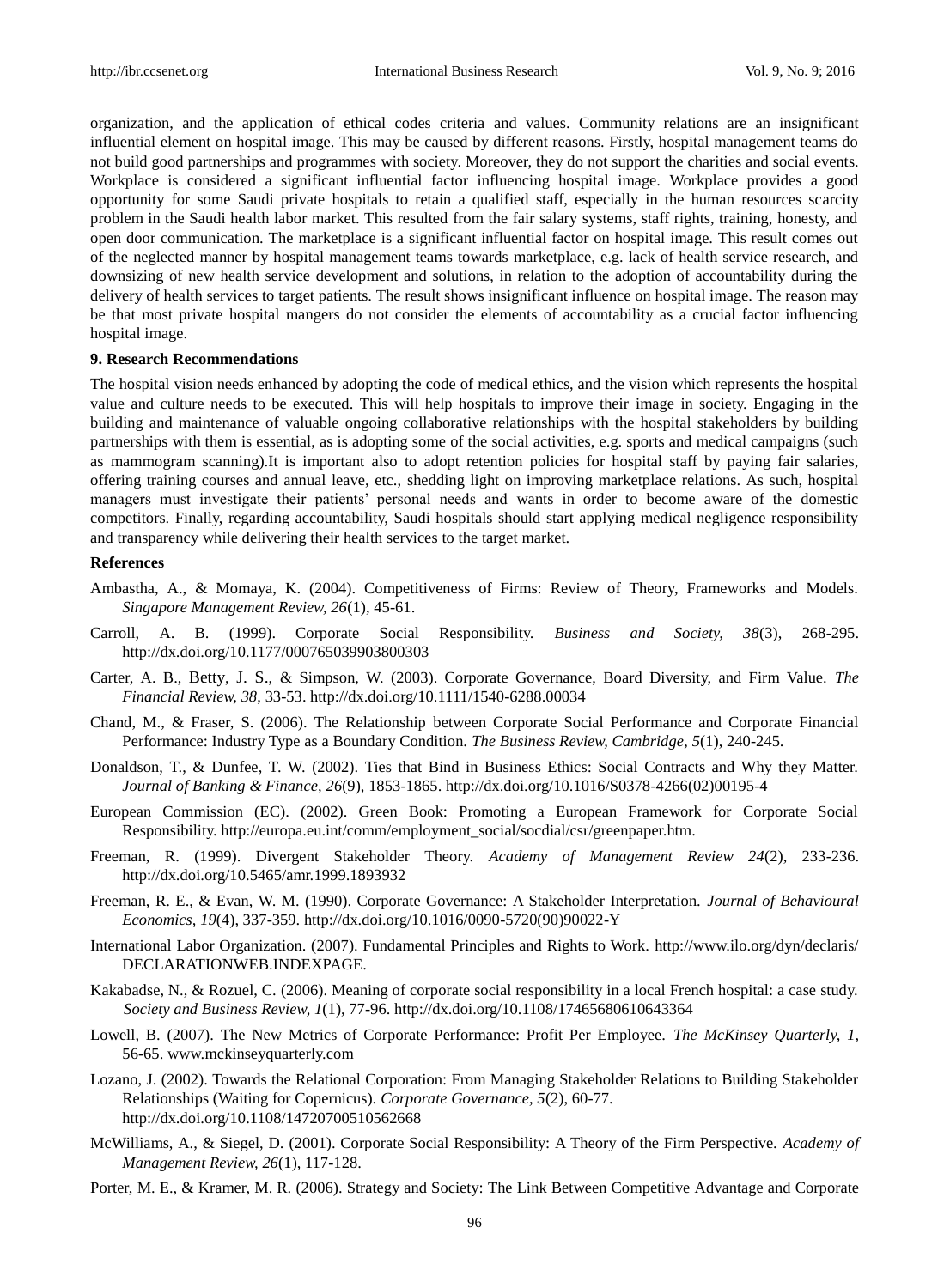organization, and the application of ethical codes criteria and values. Community relations are an insignificant influential element on hospital image. This may be caused by different reasons. Firstly, hospital management teams do not build good partnerships and programmes with society. Moreover, they do not support the charities and social events. Workplace is considered a significant influential factor influencing hospital image. Workplace provides a good opportunity for some Saudi private hospitals to retain a qualified staff, especially in the human resources scarcity problem in the Saudi health labor market. This resulted from the fair salary systems, staff rights, training, honesty, and open door communication. The marketplace is a significant influential factor on hospital image. This result comes out of the neglected manner by hospital management teams towards marketplace, e.g. lack of health service research, and downsizing of new health service development and solutions, in relation to the adoption of accountability during the delivery of health services to target patients. The result shows insignificant influence on hospital image. The reason may be that most private hospital mangers do not consider the elements of accountability as a crucial factor influencing hospital image.

## 9. Research Recommendations

The hospital vision needs enhanced by adopting the code of medical ethics, and the vision which represents the hospital value and culture needs to be executed. This will help hospitals to improve their image in society. Engaging in the building and maintenance of valuable ongoing collaborative relationships with the hospital stakeholders by building partnerships with them is essential, as is adopting some of the social activities, e.g. sports and medical campaigns (such as mammogram scanning).It is important also to adopt retention policies for hospital staff by paying fair salaries, offering training courses and annual leave, etc., shedding light on improving marketplace relations. As such, hospital managers must investigate their patients' personal needs and wants in order to become aware of the domestic competitors. Finally, regarding accountability, Saudi hospitals should start applying medical negligence responsibility and transparency while delivering their health services to the target market.

## References

Ambastha, A., & Momaya, K. (2004). Competitiveness of Firms: Review of Theory, Frameworks and Models. *Singapore Management Review, 26*(1), 45-61.

Carroll, A. B. (1999). Corporate Social Responsibility. *Business and Society, 38*(3), 268-295. http://dx.doi.org/10.1177/000765039903800303

Carter, A. B., Betty, J. S., & Simpson, W. (2003). Corporate Governance, Board Diversity, and Firm Value. *The Financial Review, 38*, 33-53. http://dx.doi.org/10.1111/1540-6288.00034

Chand, M., & Fraser, S. (2006). The Relationship between Corporate Social Performance and Corporate Financial Performance: Industry Type as a Boundary Condition. *The Business Review, Cambridge, 5*(1), 240-245.

Donaldson, T., & Dunfee, T. W. (2002). Ties that Bind in Business Ethics: Social Contracts and Why they Matter. *Journal of Banking & Finance, 26*(9), 1853-1865. http://dx.doi.org/10.1016/S0378-4266(02)00195-4

European Commission (EC). (2002). Green Book: Promoting a European Framework for Corporate Social Responsibility. http://europa.eu.int/comm/employment_social/socdial/csr/greenpaper.htm.

Freeman, R. (1999). Divergent Stakeholder Theory. *Academy of Management Review 24*(2), 233-236. http://dx.doi.org/10.5465/amr.1999.1893932

Freeman, R. E., & Evan, W. M. (1990). Corporate Governance: A Stakeholder Interpretation. *Journal of Behavioural Economics, 19*(4), 337-359. http://dx.doi.org/10.1016/0090-5720(90)90022-Y

International Labor Organization. (2007). Fundamental Principles and Rights to Work. http://www.ilo.org/dyn/declaris/DECLARATIONWEB.INDEXPAGE.

Kakabadse, N., & Rozuel, C. (2006). Meaning of corporate social responsibility in a local French hospital: a case study. *Society and Business Review, 1*(1), 77-96. http://dx.doi.org/10.1108/17465680610643364

Lowell, B. (2007). The New Metrics of Corporate Performance: Profit Per Employee. *The McKinsey Quarterly, 1,* 56-65. www.mckinseyquarterly.com

Lozano, J. (2002). Towards the Relational Corporation: From Managing Stakeholder Relations to Building Stakeholder Relationships (Waiting for Copernicus). *Corporate Governance, 5*(2), 60-77. http://dx.doi.org/10.1108/14720700510562668

McWilliams, A., & Siegel, D. (2001). Corporate Social Responsibility: A Theory of the Firm Perspective. *Academy of Management Review, 26*(1), 117-128.

Porter, M. E., & Kramer, M. R. (2006). Strategy and Society: The Link Between Competitive Advantage and Corporate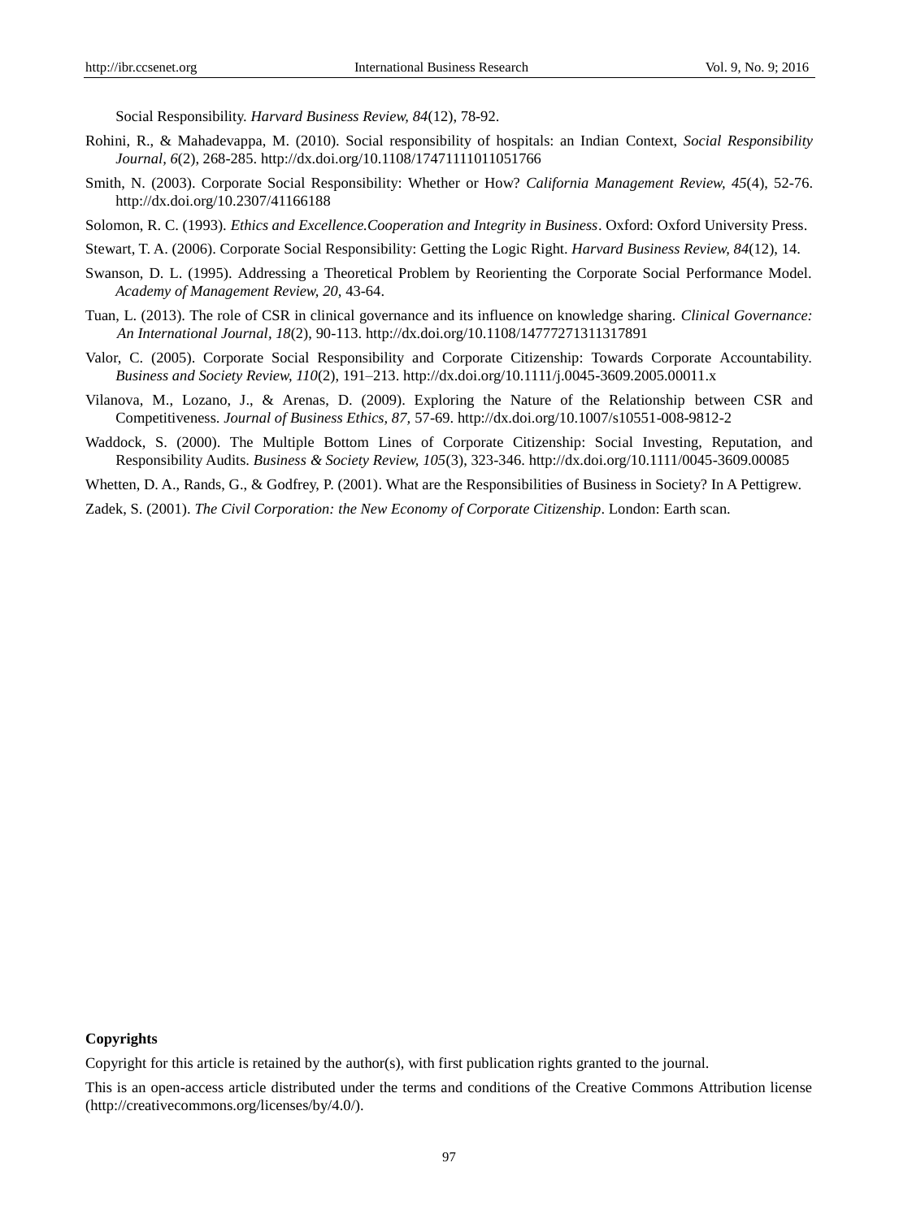Social Responsibility. *Harvard Business Review, 84*(12), 78-92.

Rohini, R., & Mahadevappa, M. (2010). Social responsibility of hospitals: an Indian Context, *Social Responsibility Journal, 6*(2), 268-285. http://dx.doi.org/10.1108/17471111011051766

Smith, N. (2003). Corporate Social Responsibility: Whether or How? *California Management Review, 45*(4), 52-76. http://dx.doi.org/10.2307/41166188

Solomon, R. C. (1993). *Ethics and Excellence.Cooperation and Integrity in Business*. Oxford: Oxford University Press.

Stewart, T. A. (2006). Corporate Social Responsibility: Getting the Logic Right. *Harvard Business Review, 84*(12), 14.

Swanson, D. L. (1995). Addressing a Theoretical Problem by Reorienting the Corporate Social Performance Model. *Academy of Management Review, 20*, 43-64.

Tuan, L. (2013). The role of CSR in clinical governance and its influence on knowledge sharing. *Clinical Governance: An International Journal*, *18*(2), 90-113. http://dx.doi.org/10.1108/14777271311317891

Valor, C. (2005). Corporate Social Responsibility and Corporate Citizenship: Towards Corporate Accountability. *Business and Society Review, 110*(2), 191–213. http://dx.doi.org/10.1111/j.0045-3609.2005.00011.x

Vilanova, M., Lozano, J., & Arenas, D. (2009). Exploring the Nature of the Relationship between CSR and Competitiveness. *Journal of Business Ethics, 87*, 57-69. http://dx.doi.org/10.1007/s10551-008-9812-2

Waddock, S. (2000). The Multiple Bottom Lines of Corporate Citizenship: Social Investing, Reputation, and Responsibility Audits. *Business & Society Review, 105*(3), 323-346. http://dx.doi.org/10.1111/0045-3609.00085

Whetten, D. A., Rands, G., & Godfrey, P. (2001). What are the Responsibilities of Business in Society? In A Pettigrew.

Zadek, S. (2001). *The Civil Corporation: the New Economy of Corporate Citizenship*. London: Earth scan.

**Copyrights**

Copyright for this article is retained by the author(s), with first publication rights granted to the journal.

This is an open-access article distributed under the terms and conditions of the Creative Commons Attribution license (http://creativecommons.org/licenses/by/4.0/).